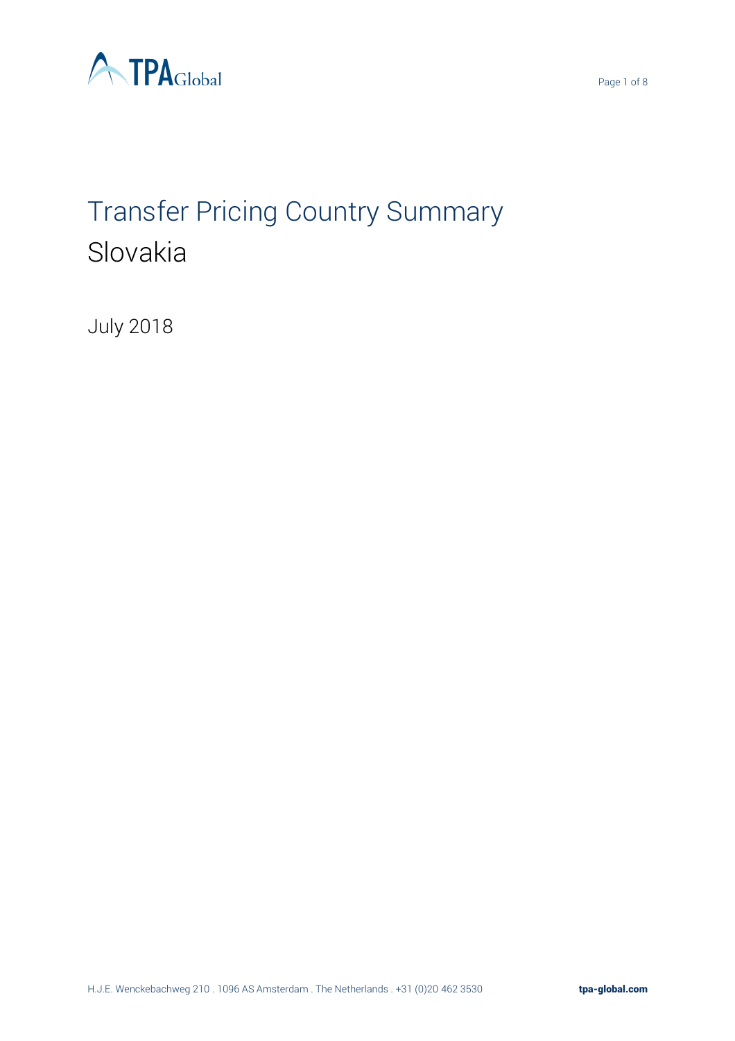# Transfer Pricing Country Summary

## Slovakia

July 2018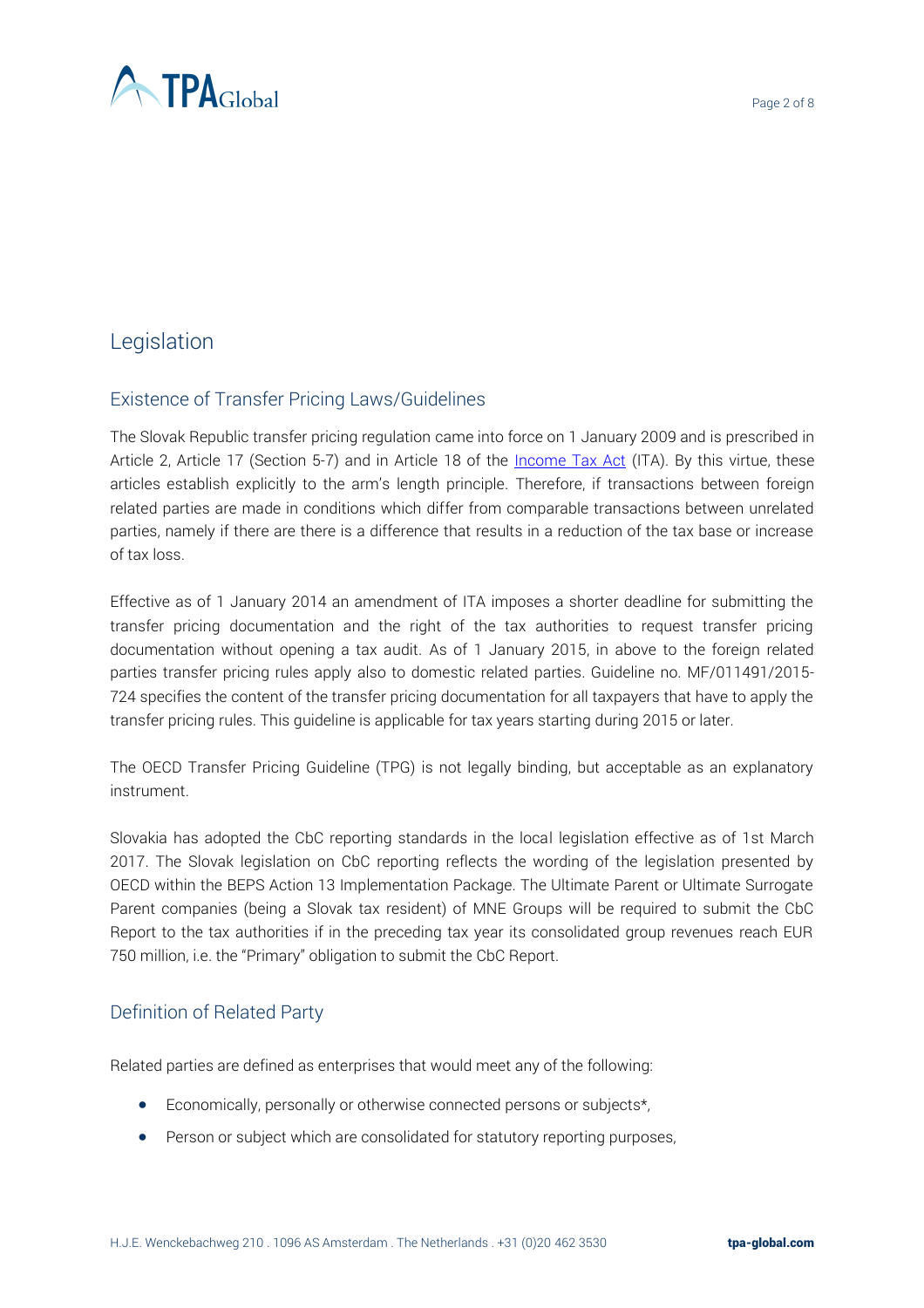# Legislation

## Existence of Transfer Pricing Laws/Guidelines

The Slovak Republic transfer pricing regulation came into force on 1 January 2009 and is prescribed in Article 2, Article 17 (Section 5-7) and in Article 18 of the Income Tax Act (ITA). By this virtue, these articles establish explicitly to the arm's length principle. Therefore, if transactions between foreign related parties are made in conditions which differ from comparable transactions between unrelated parties, namely if there are there is a difference that results in a reduction of the tax base or increase of tax loss.

Effective as of 1 January 2014 an amendment of ITA imposes a shorter deadline for submitting the transfer pricing documentation and the right of the tax authorities to request transfer pricing documentation without opening a tax audit. As of 1 January 2015, in above to the foreign related parties transfer pricing rules apply also to domestic related parties. Guideline no. MF/011491/2015-724 specifies the content of the transfer pricing documentation for all taxpayers that have to apply the transfer pricing rules. This guideline is applicable for tax years starting during 2015 or later.

The OECD Transfer Pricing Guideline (TPG) is not legally binding, but acceptable as an explanatory instrument.

Slovakia has adopted the CbC reporting standards in the local legislation effective as of 1st March 2017. The Slovak legislation on CbC reporting reflects the wording of the legislation presented by OECD within the BEPS Action 13 Implementation Package. The Ultimate Parent or Ultimate Surrogate Parent companies (being a Slovak tax resident) of MNE Groups will be required to submit the CbC Report to the tax authorities if in the preceding tax year its consolidated group revenues reach EUR 750 million, i.e. the "Primary" obligation to submit the CbC Report.

## Definition of Related Party

Related parties are defined as enterprises that would meet any of the following:

- Economically, personally or otherwise connected persons or subjects*,
- Person or subject which are consolidated for statutory reporting purposes,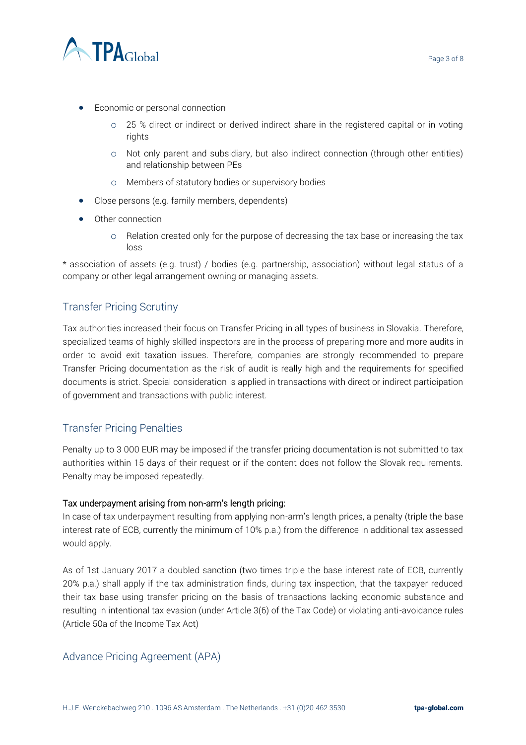- Economic or personal connection
  - 25 % direct or indirect or derived indirect share in the registered capital or in voting rights
  - Not only parent and subsidiary, but also indirect connection (through other entities) and relationship between PEs
  - Members of statutory bodies or supervisory bodies
- Close persons (e.g. family members, dependents)
- Other connection
  - Relation created only for the purpose of decreasing the tax base or increasing the tax loss

* association of assets (e.g. trust) / bodies (e.g. partnership, association) without legal status of a company or other legal arrangement owning or managing assets.

## Transfer Pricing Scrutiny

Tax authorities increased their focus on Transfer Pricing in all types of business in Slovakia. Therefore, specialized teams of highly skilled inspectors are in the process of preparing more and more audits in order to avoid exit taxation issues. Therefore, companies are strongly recommended to prepare Transfer Pricing documentation as the risk of audit is really high and the requirements for specified documents is strict. Special consideration is applied in transactions with direct or indirect participation of government and transactions with public interest.

## Transfer Pricing Penalties

Penalty up to 3 000 EUR may be imposed if the transfer pricing documentation is not submitted to tax authorities within 15 days of their request or if the content does not follow the Slovak requirements. Penalty may be imposed repeatedly.

Tax underpayment arising from non-arm's length pricing:
In case of tax underpayment resulting from applying non-arm's length prices, a penalty (triple the base interest rate of ECB, currently the minimum of 10% p.a.) from the difference in additional tax assessed would apply.

As of 1st January 2017 a doubled sanction (two times triple the base interest rate of ECB, currently 20% p.a.) shall apply if the tax administration finds, during tax inspection, that the taxpayer reduced their tax base using transfer pricing on the basis of transactions lacking economic substance and resulting in intentional tax evasion (under Article 3(6) of the Tax Code) or violating anti-avoidance rules (Article 50a of the Income Tax Act)

## Advance Pricing Agreement (APA)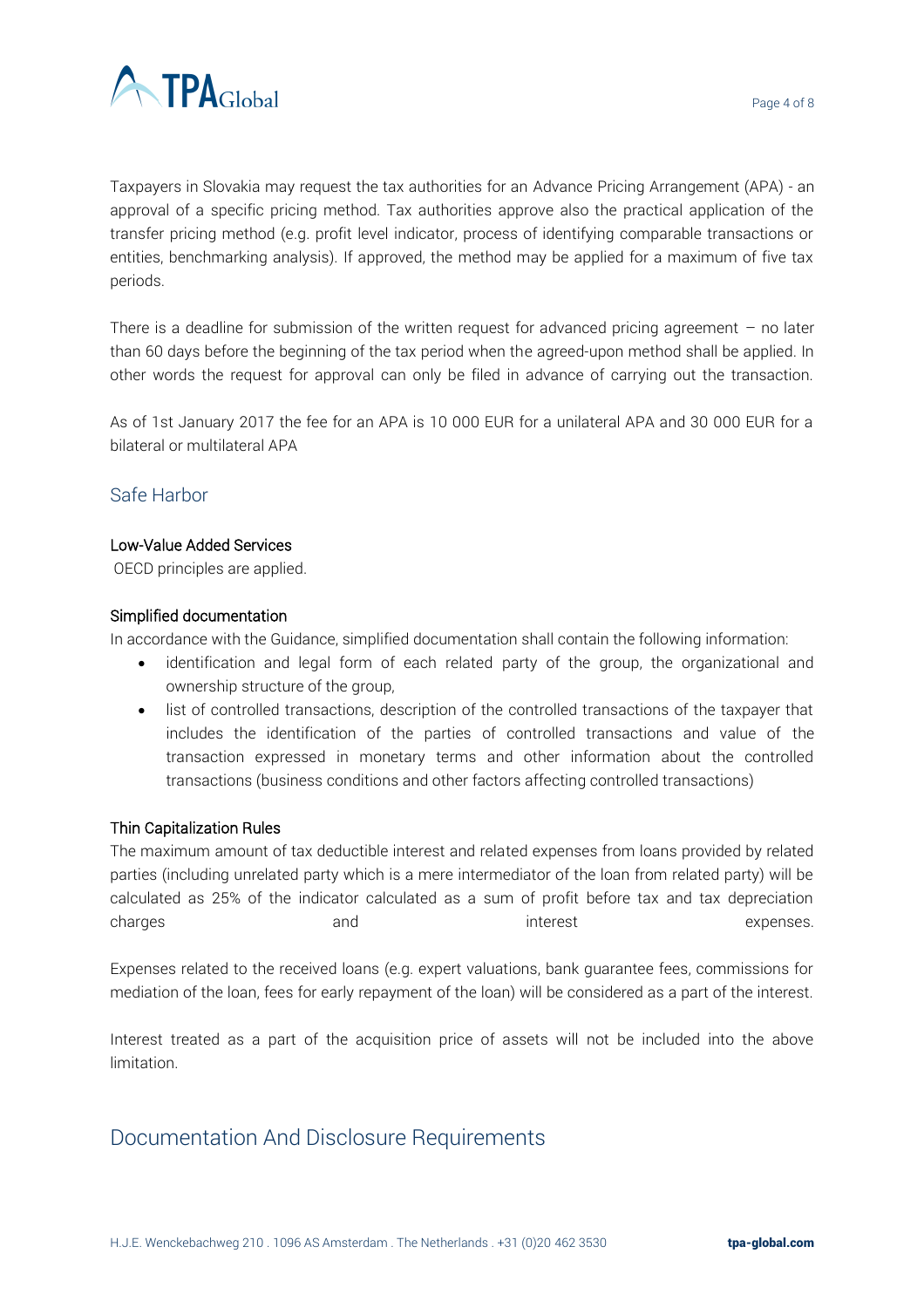Taxpayers in Slovakia may request the tax authorities for an Advance Pricing Arrangement (APA) - an approval of a specific pricing method. Tax authorities approve also the practical application of the transfer pricing method (e.g. profit level indicator, process of identifying comparable transactions or entities, benchmarking analysis). If approved, the method may be applied for a maximum of five tax periods.

There is a deadline for submission of the written request for advanced pricing agreement – no later than 60 days before the beginning of the tax period when the agreed-upon method shall be applied. In other words the request for approval can only be filed in advance of carrying out the transaction.

As of 1st January 2017 the fee for an APA is 10 000 EUR for a unilateral APA and 30 000 EUR for a bilateral or multilateral APA

## Safe Harbor

### Low-Value Added Services

OECD principles are applied.

### Simplified documentation

In accordance with the Guidance, simplified documentation shall contain the following information:

- identification and legal form of each related party of the group, the organizational and ownership structure of the group,
- list of controlled transactions, description of the controlled transactions of the taxpayer that includes the identification of the parties of controlled transactions and value of the transaction expressed in monetary terms and other information about the controlled transactions (business conditions and other factors affecting controlled transactions)

### Thin Capitalization Rules

The maximum amount of tax deductible interest and related expenses from loans provided by related parties (including unrelated party which is a mere intermediator of the loan from related party) will be calculated as 25% of the indicator calculated as a sum of profit before tax and tax depreciation charges and interest expenses.

Expenses related to the received loans (e.g. expert valuations, bank guarantee fees, commissions for mediation of the loan, fees for early repayment of the loan) will be considered as a part of the interest.

Interest treated as a part of the acquisition price of assets will not be included into the above limitation.

## Documentation And Disclosure Requirements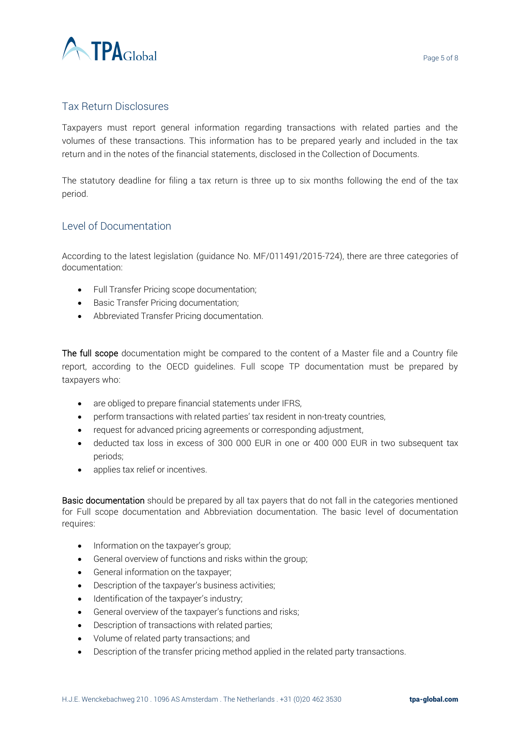## Tax Return Disclosures

Taxpayers must report general information regarding transactions with related parties and the volumes of these transactions. This information has to be prepared yearly and included in the tax return and in the notes of the financial statements, disclosed in the Collection of Documents.

The statutory deadline for filing a tax return is three up to six months following the end of the tax period.

## Level of Documentation

According to the latest legislation (guidance No. MF/011491/2015-724), there are three categories of documentation:

- Full Transfer Pricing scope documentation;
- Basic Transfer Pricing documentation;
- Abbreviated Transfer Pricing documentation.

**The full scope** documentation might be compared to the content of a Master file and a Country file report, according to the OECD guidelines. Full scope TP documentation must be prepared by taxpayers who:

- are obliged to prepare financial statements under IFRS,
- perform transactions with related parties' tax resident in non-treaty countries,
- request for advanced pricing agreements or corresponding adjustment,
- deducted tax loss in excess of 300 000 EUR in one or 400 000 EUR in two subsequent tax periods;
- applies tax relief or incentives.

**Basic documentation** should be prepared by all tax payers that do not fall in the categories mentioned for Full scope documentation and Abbreviation documentation. The basic level of documentation requires:

- Information on the taxpayer's group;
- General overview of functions and risks within the group;
- General information on the taxpayer;
- Description of the taxpayer's business activities;
- Identification of the taxpayer's industry;
- General overview of the taxpayer's functions and risks;
- Description of transactions with related parties;
- Volume of related party transactions; and
- Description of the transfer pricing method applied in the related party transactions.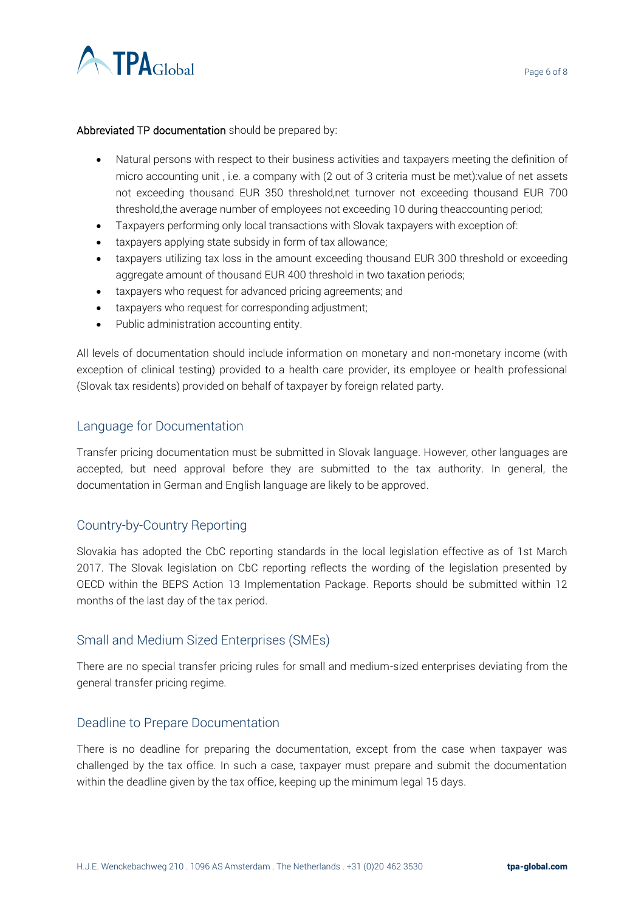Abbreviated TP documentation should be prepared by:

- Natural persons with respect to their business activities and taxpayers meeting the definition of micro accounting unit , i.e. a company with (2 out of 3 criteria must be met):value of net assets not exceeding thousand EUR 350 threshold,net turnover not exceeding thousand EUR 700 threshold,the average number of employees not exceeding 10 during theaccounting period;
- Taxpayers performing only local transactions with Slovak taxpayers with exception of:
- taxpayers applying state subsidy in form of tax allowance;
- taxpayers utilizing tax loss in the amount exceeding thousand EUR 300 threshold or exceeding aggregate amount of thousand EUR 400 threshold in two taxation periods;
- taxpayers who request for advanced pricing agreements; and
- taxpayers who request for corresponding adjustment;
- Public administration accounting entity.

All levels of documentation should include information on monetary and non-monetary income (with exception of clinical testing) provided to a health care provider, its employee or health professional (Slovak tax residents) provided on behalf of taxpayer by foreign related party.

## Language for Documentation

Transfer pricing documentation must be submitted in Slovak language. However, other languages are accepted, but need approval before they are submitted to the tax authority. In general, the documentation in German and English language are likely to be approved.

## Country-by-Country Reporting

Slovakia has adopted the CbC reporting standards in the local legislation effective as of 1st March 2017. The Slovak legislation on CbC reporting reflects the wording of the legislation presented by OECD within the BEPS Action 13 Implementation Package. Reports should be submitted within 12 months of the last day of the tax period.

## Small and Medium Sized Enterprises (SMEs)

There are no special transfer pricing rules for small and medium-sized enterprises deviating from the general transfer pricing regime.

## Deadline to Prepare Documentation

There is no deadline for preparing the documentation, except from the case when taxpayer was challenged by the tax office. In such a case, taxpayer must prepare and submit the documentation within the deadline given by the tax office, keeping up the minimum legal 15 days.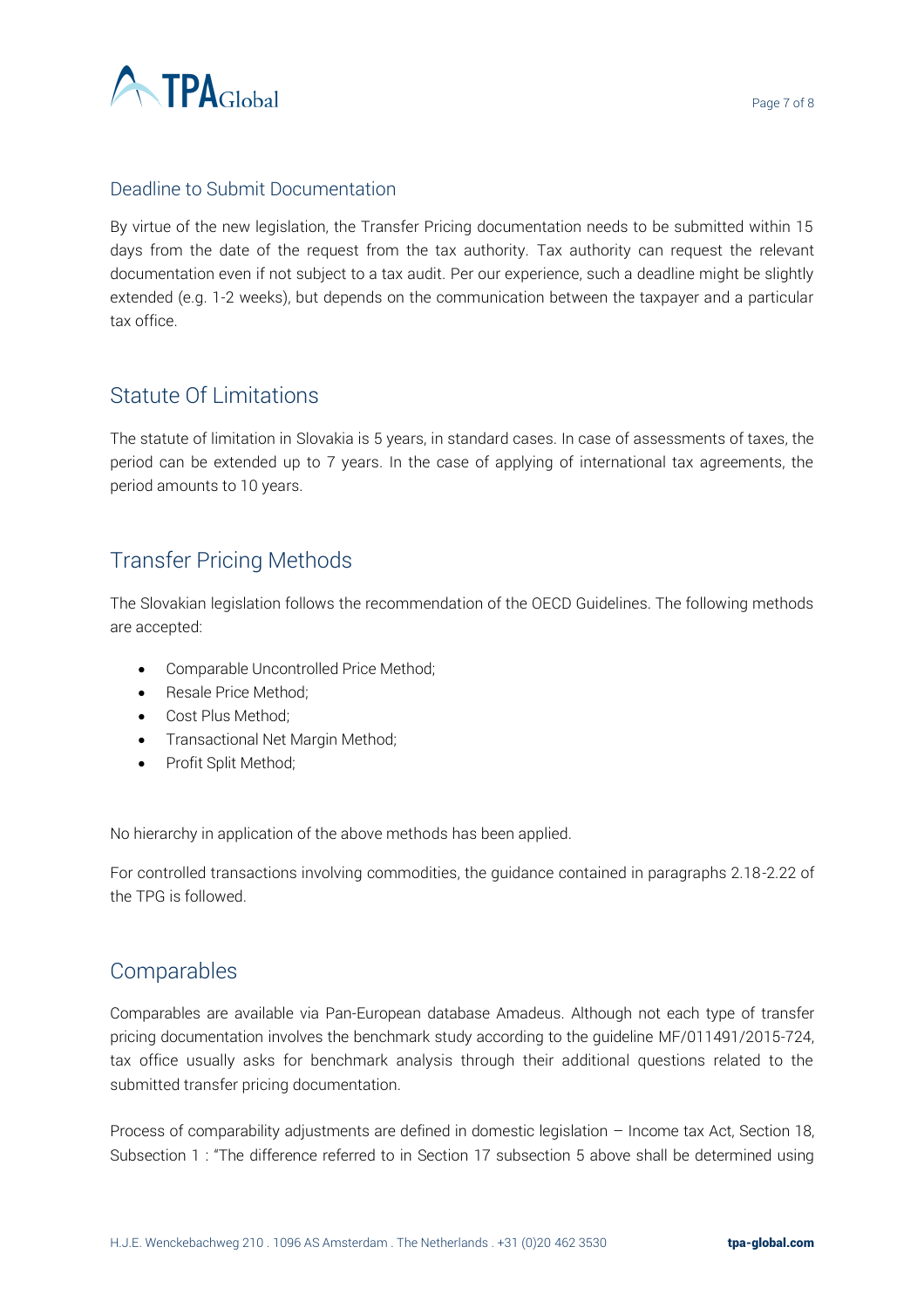## Deadline to Submit Documentation

By virtue of the new legislation, the Transfer Pricing documentation needs to be submitted within 15 days from the date of the request from the tax authority. Tax authority can request the relevant documentation even if not subject to a tax audit. Per our experience, such a deadline might be slightly extended (e.g. 1-2 weeks), but depends on the communication between the taxpayer and a particular tax office.

## Statute Of Limitations

The statute of limitation in Slovakia is 5 years, in standard cases. In case of assessments of taxes, the period can be extended up to 7 years. In the case of applying of international tax agreements, the period amounts to 10 years.

## Transfer Pricing Methods

The Slovakian legislation follows the recommendation of the OECD Guidelines. The following methods are accepted:

- Comparable Uncontrolled Price Method;
- Resale Price Method;
- Cost Plus Method;
- Transactional Net Margin Method;
- Profit Split Method;

No hierarchy in application of the above methods has been applied.

For controlled transactions involving commodities, the guidance contained in paragraphs 2.18-2.22 of the TPG is followed.

## Comparables

Comparables are available via Pan-European database Amadeus. Although not each type of transfer pricing documentation involves the benchmark study according to the guideline MF/011491/2015-724, tax office usually asks for benchmark analysis through their additional questions related to the submitted transfer pricing documentation.

Process of comparability adjustments are defined in domestic legislation – Income tax Act, Section 18, Subsection 1 : "The difference referred to in Section 17 subsection 5 above shall be determined using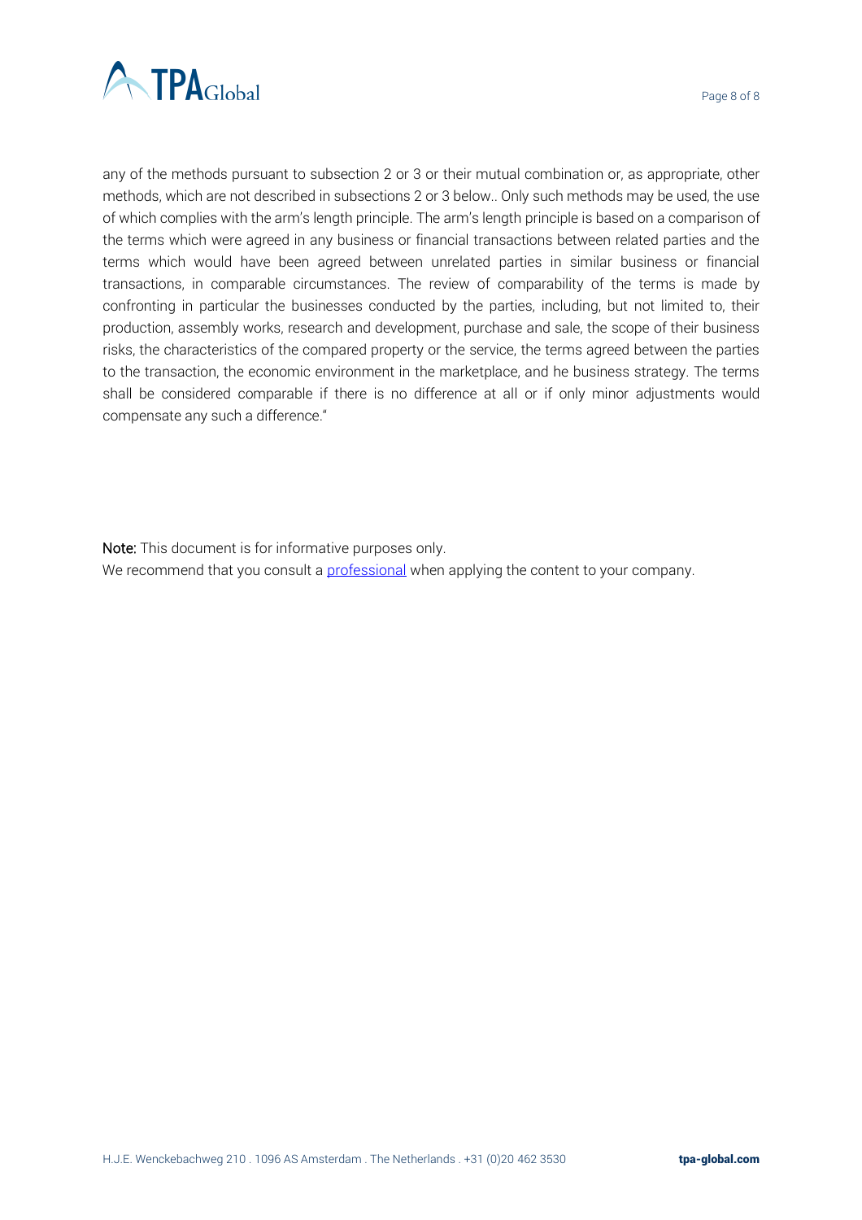any of the methods pursuant to subsection 2 or 3 or their mutual combination or, as appropriate, other methods, which are not described in subsections 2 or 3 below.. Only such methods may be used, the use of which complies with the arm's length principle. The arm's length principle is based on a comparison of the terms which were agreed in any business or financial transactions between related parties and the terms which would have been agreed between unrelated parties in similar business or financial transactions, in comparable circumstances. The review of comparability of the terms is made by confronting in particular the businesses conducted by the parties, including, but not limited to, their production, assembly works, research and development, purchase and sale, the scope of their business risks, the characteristics of the compared property or the service, the terms agreed between the parties to the transaction, the economic environment in the marketplace, and he business strategy. The terms shall be considered comparable if there is no difference at all or if only minor adjustments would compensate any such a difference."

**Note:** This document is for informative purposes only.
We recommend that you consult a professional when applying the content to your company.